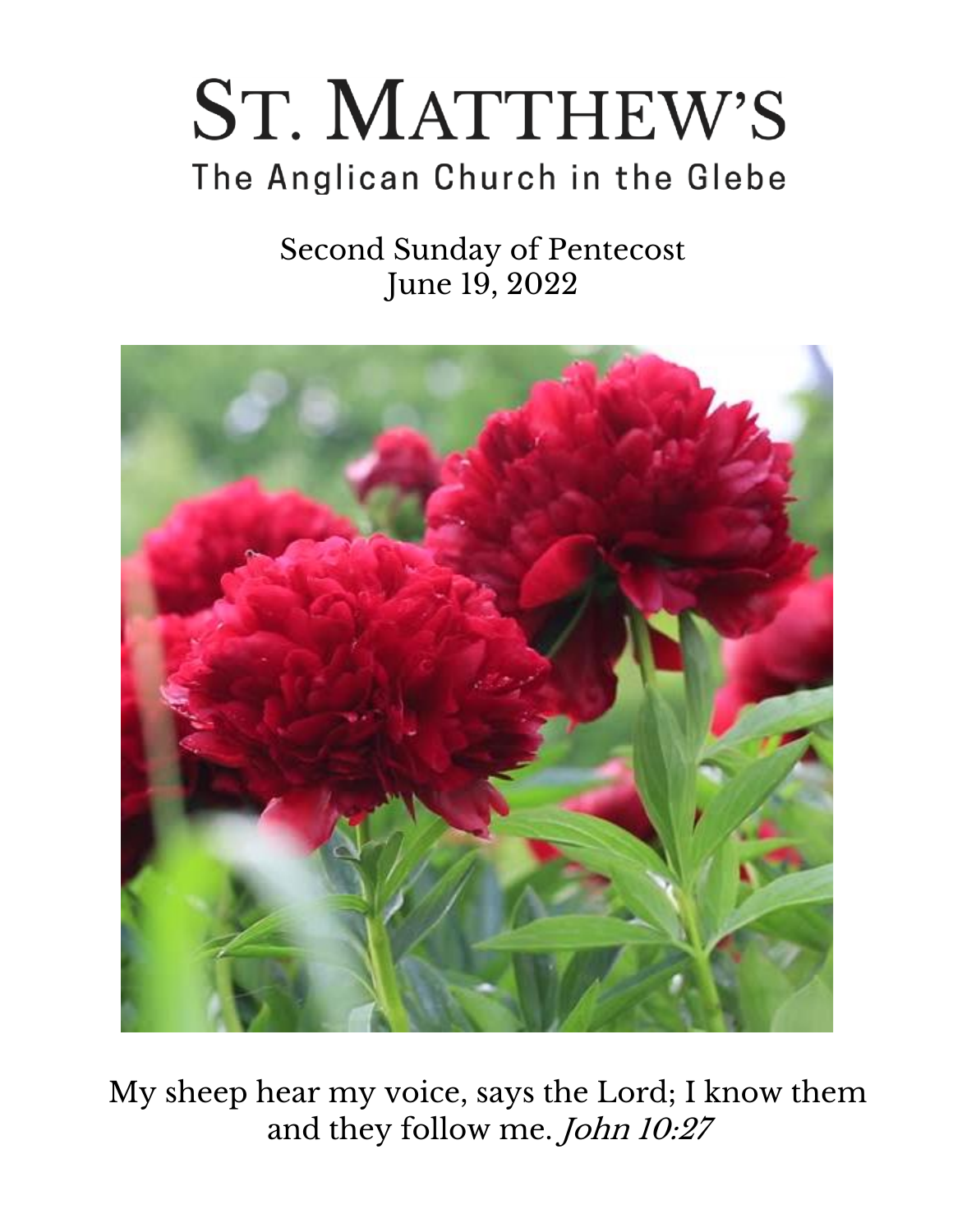# ST. MATTHEW'S

## The Anglican Church in the Glebe

Second Sunday of Pentecost
June 19, 2022

My sheep hear my voice, says the Lord; I know them and they follow me. *John 10:27*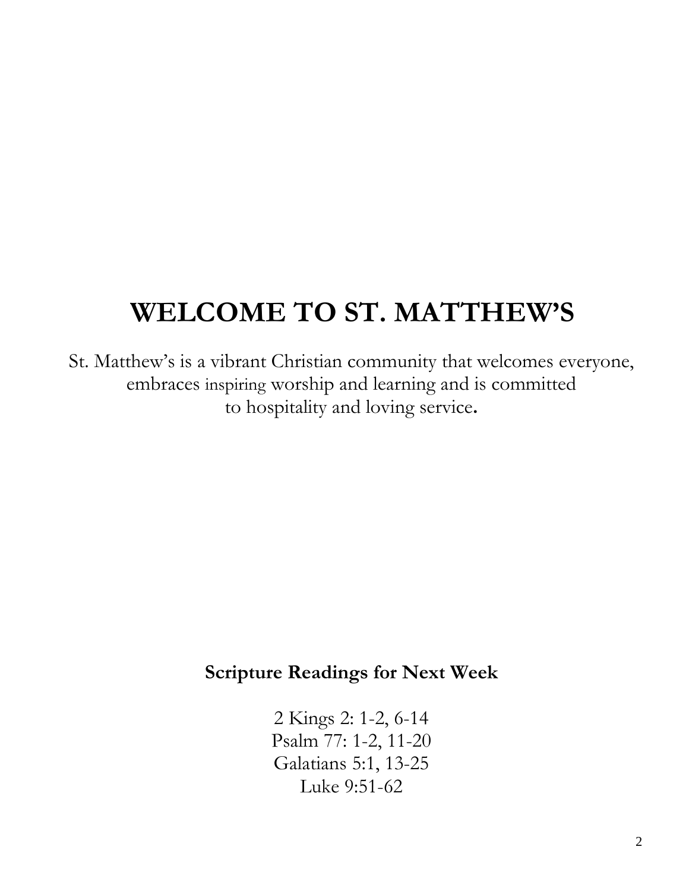# WELCOME TO ST. MATTHEW'S

St. Matthew's is a vibrant Christian community that welcomes everyone, embraces inspiring worship and learning and is committed to hospitality and loving service**.**

**Scripture Readings for Next Week**

2 Kings 2: 1-2, 6-14
Psalm 77: 1-2, 11-20
Galatians 5:1, 13-25
Luke 9:51-62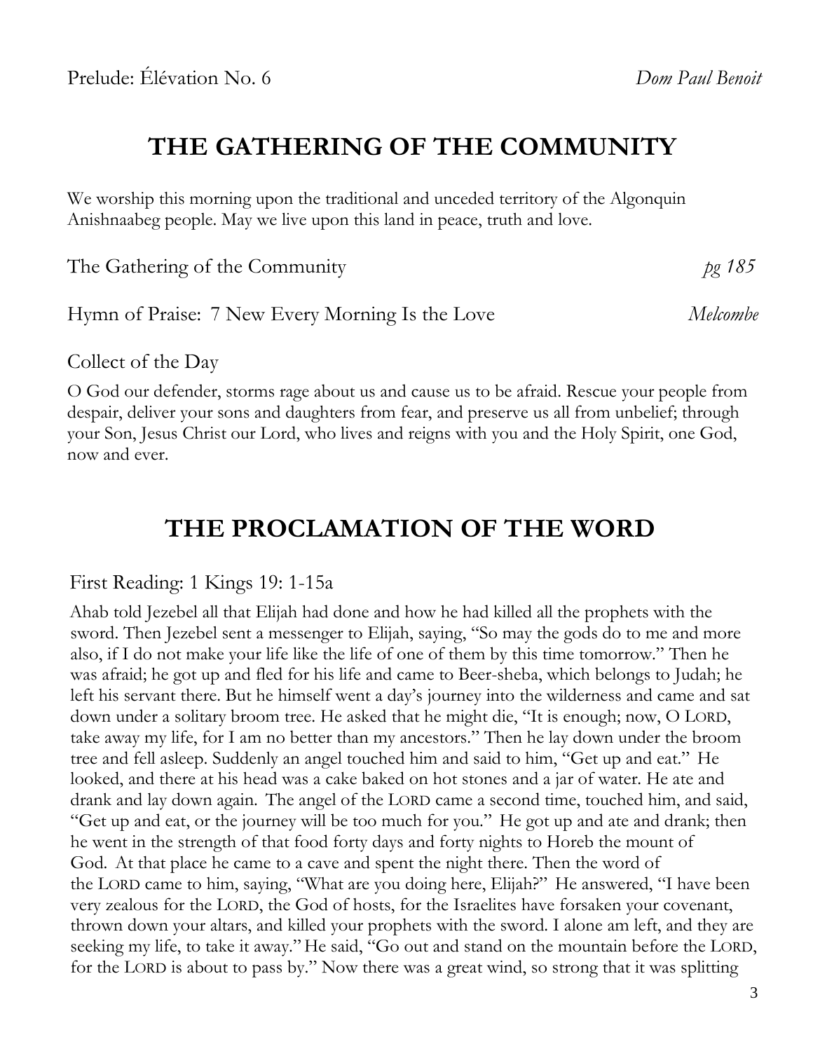Prelude: Élévation No. 6 *Dom Paul Benoit*

## THE GATHERING OF THE COMMUNITY

We worship this morning upon the traditional and unceded territory of the Algonquin Anishnaabeg people. May we live upon this land in peace, truth and love.

The Gathering of the Community *pg 185*

Hymn of Praise: 7 New Every Morning Is the Love *Melcombe*

Collect of the Day

O God our defender, storms rage about us and cause us to be afraid. Rescue your people from despair, deliver your sons and daughters from fear, and preserve us all from unbelief; through your Son, Jesus Christ our Lord, who lives and reigns with you and the Holy Spirit, one God, now and ever.

## THE PROCLAMATION OF THE WORD

First Reading: 1 Kings 19: 1-15a

Ahab told Jezebel all that Elijah had done and how he had killed all the prophets with the sword. Then Jezebel sent a messenger to Elijah, saying, "So may the gods do to me and more also, if I do not make your life like the life of one of them by this time tomorrow." Then he was afraid; he got up and fled for his life and came to Beer-sheba, which belongs to Judah; he left his servant there. But he himself went a day's journey into the wilderness and came and sat down under a solitary broom tree. He asked that he might die, "It is enough; now, O LORD, take away my life, for I am no better than my ancestors." Then he lay down under the broom tree and fell asleep. Suddenly an angel touched him and said to him, "Get up and eat." He looked, and there at his head was a cake baked on hot stones and a jar of water. He ate and drank and lay down again. The angel of the LORD came a second time, touched him, and said, "Get up and eat, or the journey will be too much for you." He got up and ate and drank; then he went in the strength of that food forty days and forty nights to Horeb the mount of God. At that place he came to a cave and spent the night there. Then the word of the LORD came to him, saying, "What are you doing here, Elijah?" He answered, "I have been very zealous for the LORD, the God of hosts, for the Israelites have forsaken your covenant, thrown down your altars, and killed your prophets with the sword. I alone am left, and they are seeking my life, to take it away." He said, "Go out and stand on the mountain before the LORD, for the LORD is about to pass by." Now there was a great wind, so strong that it was splitting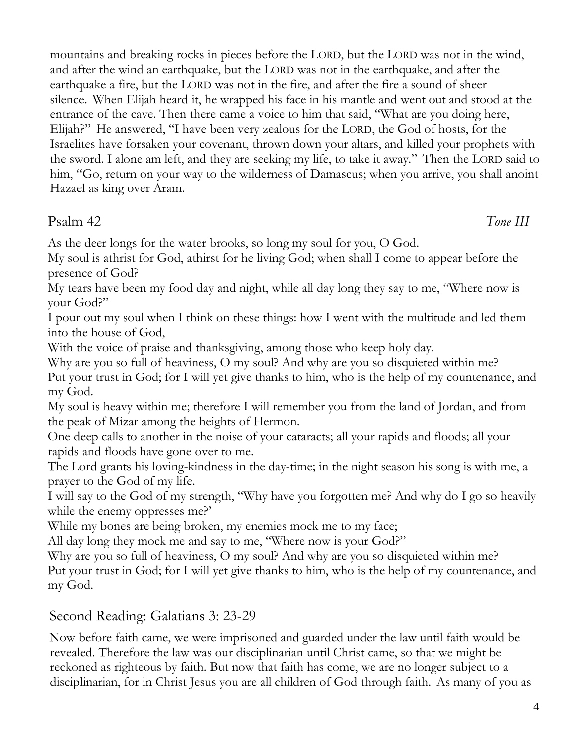mountains and breaking rocks in pieces before the LORD, but the LORD was not in the wind, and after the wind an earthquake, but the LORD was not in the earthquake, and after the earthquake a fire, but the LORD was not in the fire, and after the fire a sound of sheer silence. When Elijah heard it, he wrapped his face in his mantle and went out and stood at the entrance of the cave. Then there came a voice to him that said, "What are you doing here, Elijah?" He answered, "I have been very zealous for the LORD, the God of hosts, for the Israelites have forsaken your covenant, thrown down your altars, and killed your prophets with the sword. I alone am left, and they are seeking my life, to take it away." Then the LORD said to him, "Go, return on your way to the wilderness of Damascus; when you arrive, you shall anoint Hazael as king over Aram.

## Psalm 42 *Tone III*

As the deer longs for the water brooks, so long my soul for you, O God.

My soul is athrist for God, athirst for he living God; when shall I come to appear before the presence of God?

My tears have been my food day and night, while all day long they say to me, "Where now is your God?"

I pour out my soul when I think on these things: how I went with the multitude and led them into the house of God,

With the voice of praise and thanksgiving, among those who keep holy day.

Why are you so full of heaviness, O my soul? And why are you so disquieted within me?

Put your trust in God; for I will yet give thanks to him, who is the help of my countenance, and my God.

My soul is heavy within me; therefore I will remember you from the land of Jordan, and from the peak of Mizar among the heights of Hermon.

One deep calls to another in the noise of your cataracts; all your rapids and floods; all your rapids and floods have gone over to me.

The Lord grants his loving-kindness in the day-time; in the night season his song is with me, a prayer to the God of my life.

I will say to the God of my strength, "Why have you forgotten me? And why do I go so heavily while the enemy oppresses me?'

While my bones are being broken, my enemies mock me to my face;

All day long they mock me and say to me, "Where now is your God?"

Why are you so full of heaviness, O my soul? And why are you so disquieted within me?

Put your trust in God; for I will yet give thanks to him, who is the help of my countenance, and my God.

## Second Reading: Galatians 3: 23-29

Now before faith came, we were imprisoned and guarded under the law until faith would be revealed. Therefore the law was our disciplinarian until Christ came, so that we might be reckoned as righteous by faith. But now that faith has come, we are no longer subject to a disciplinarian, for in Christ Jesus you are all children of God through faith. As many of you as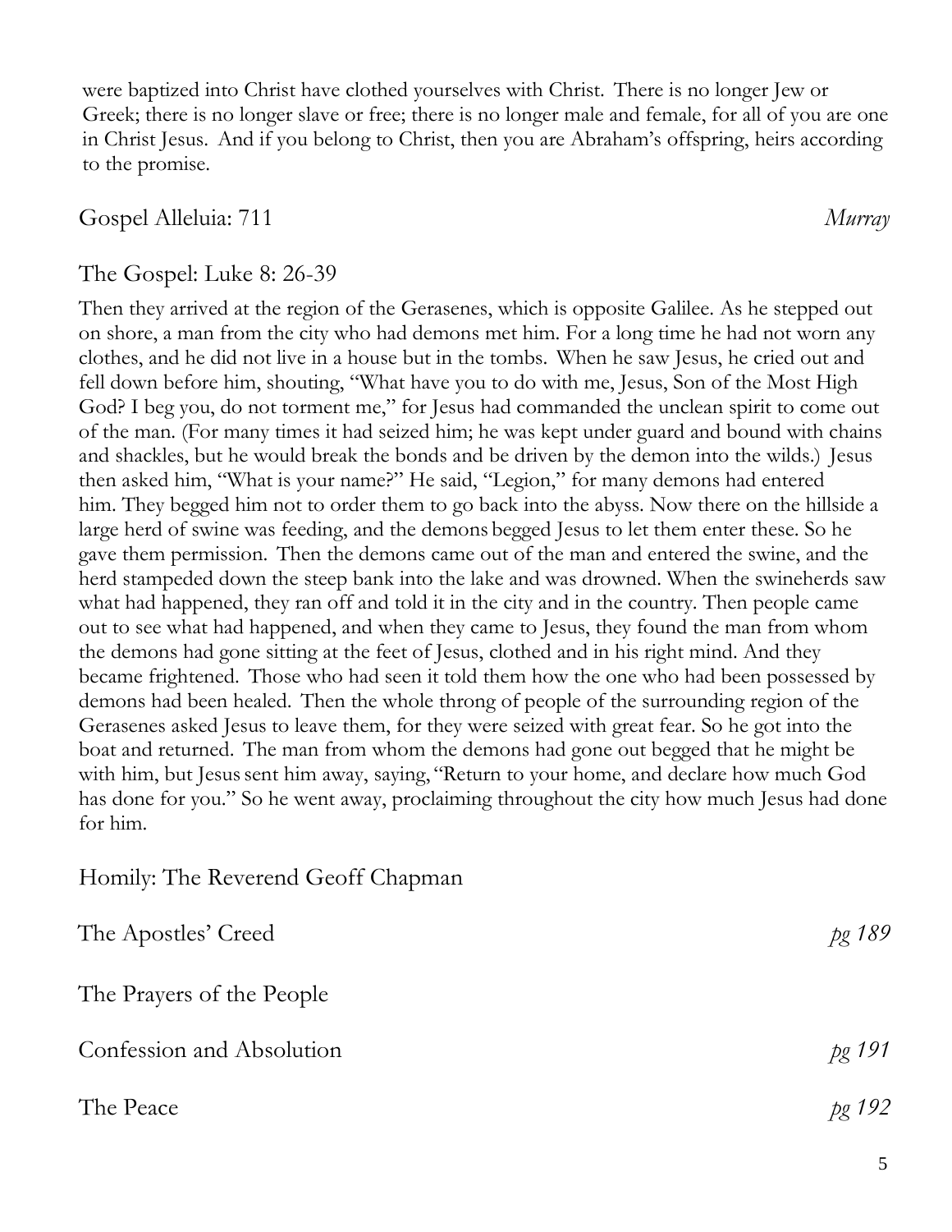were baptized into Christ have clothed yourselves with Christ. There is no longer Jew or Greek; there is no longer slave or free; there is no longer male and female, for all of you are one in Christ Jesus. And if you belong to Christ, then you are Abraham's offspring, heirs according to the promise.

Gospel Alleluia: 711 *Murray*

The Gospel: Luke 8: 26-39

Then they arrived at the region of the Gerasenes, which is opposite Galilee. As he stepped out on shore, a man from the city who had demons met him. For a long time he had not worn any clothes, and he did not live in a house but in the tombs. When he saw Jesus, he cried out and fell down before him, shouting, "What have you to do with me, Jesus, Son of the Most High God? I beg you, do not torment me," for Jesus had commanded the unclean spirit to come out of the man. (For many times it had seized him; he was kept under guard and bound with chains and shackles, but he would break the bonds and be driven by the demon into the wilds.) Jesus then asked him, "What is your name?" He said, "Legion," for many demons had entered him. They begged him not to order them to go back into the abyss. Now there on the hillside a large herd of swine was feeding, and the demons begged Jesus to let them enter these. So he gave them permission. Then the demons came out of the man and entered the swine, and the herd stampeded down the steep bank into the lake and was drowned. When the swineherds saw what had happened, they ran off and told it in the city and in the country. Then people came out to see what had happened, and when they came to Jesus, they found the man from whom the demons had gone sitting at the feet of Jesus, clothed and in his right mind. And they became frightened. Those who had seen it told them how the one who had been possessed by demons had been healed. Then the whole throng of people of the surrounding region of the Gerasenes asked Jesus to leave them, for they were seized with great fear. So he got into the boat and returned. The man from whom the demons had gone out begged that he might be with him, but Jesus sent him away, saying, "Return to your home, and declare how much God has done for you." So he went away, proclaiming throughout the city how much Jesus had done for him.

Homily: The Reverend Geoff Chapman

The Apostles' Creed *pg 189*

The Prayers of the People

Confession and Absolution *pg 191*

The Peace *pg 192*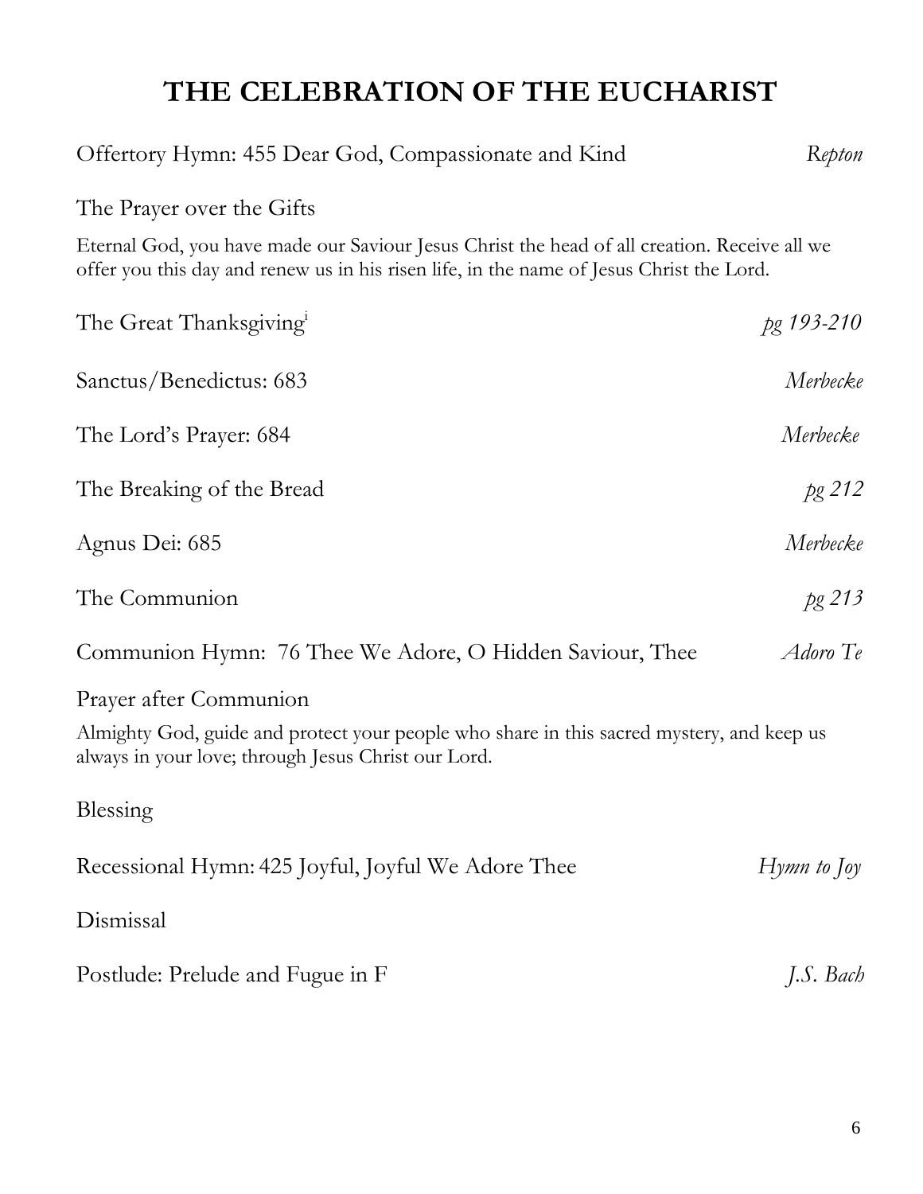# THE CELEBRATION OF THE EUCHARIST

Offertory Hymn: 455 Dear God, Compassionate and Kind *Repton*

The Prayer over the Gifts

Eternal God, you have made our Saviour Jesus Christ the head of all creation. Receive all we offer you this day and renew us in his risen life, in the name of Jesus Christ the Lord.

The Great Thanksgiving[i] *pg 193-210*

Sanctus/Benedictus: 683 *Merbecke*

The Lord's Prayer: 684 *Merbecke*

The Breaking of the Bread *pg 212*

Agnus Dei: 685 *Merbecke*

The Communion *pg 213*

Communion Hymn: 76 Thee We Adore, O Hidden Saviour, Thee *Adoro Te*

Prayer after Communion

Almighty God, guide and protect your people who share in this sacred mystery, and keep us always in your love; through Jesus Christ our Lord.

Blessing

Recessional Hymn: 425 Joyful, Joyful We Adore Thee *Hymn to Joy*

Dismissal

Postlude: Prelude and Fugue in F *J.S. Bach*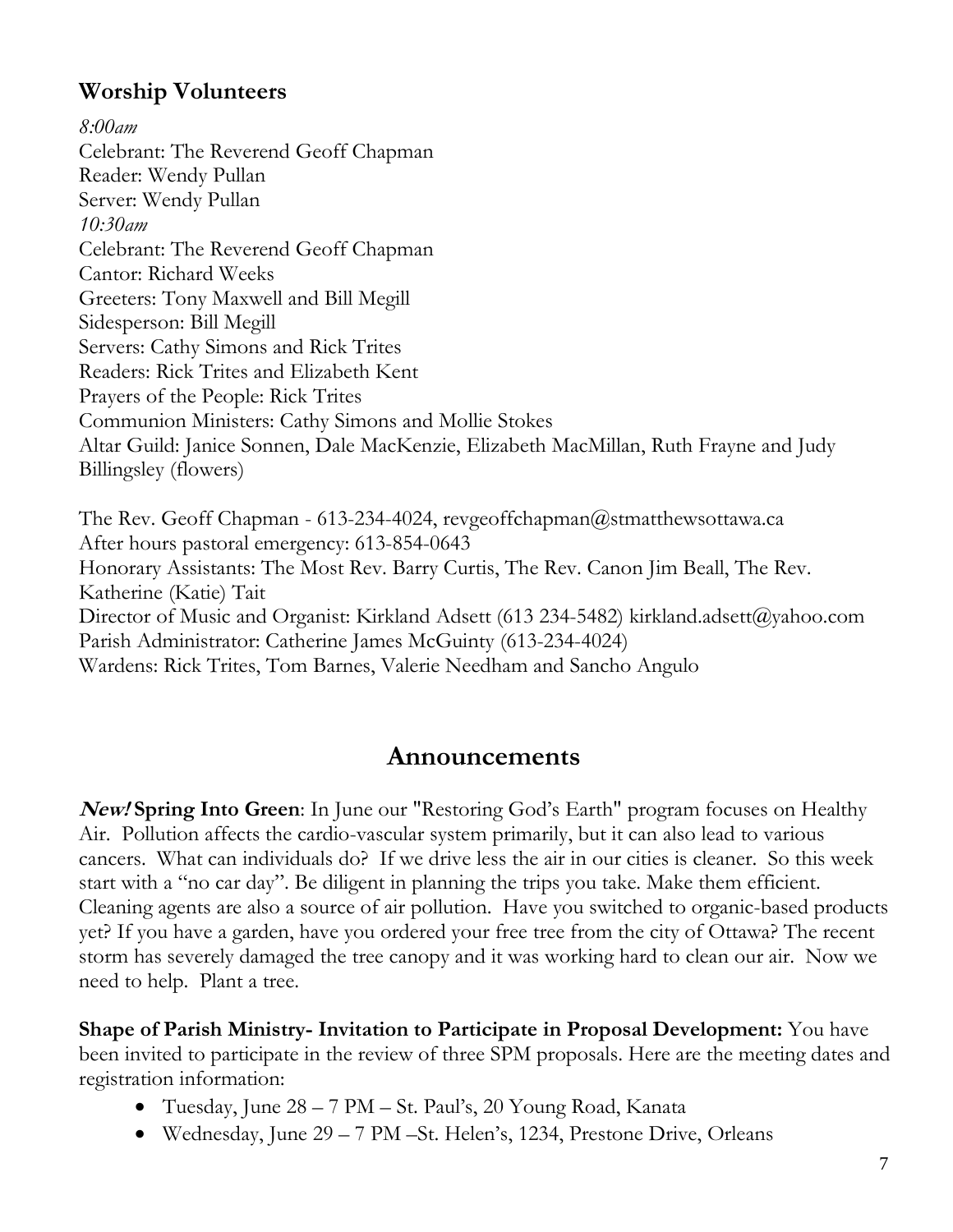## Worship Volunteers

*8:00am*
Celebrant: The Reverend Geoff Chapman
Reader: Wendy Pullan
Server: Wendy Pullan
*10:30am*
Celebrant: The Reverend Geoff Chapman
Cantor: Richard Weeks
Greeters: Tony Maxwell and Bill Megill
Sidesperson: Bill Megill
Servers: Cathy Simons and Rick Trites
Readers: Rick Trites and Elizabeth Kent
Prayers of the People: Rick Trites
Communion Ministers: Cathy Simons and Mollie Stokes
Altar Guild: Janice Sonnen, Dale MacKenzie, Elizabeth MacMillan, Ruth Frayne and Judy Billingsley (flowers)

The Rev. Geoff Chapman - 613-234-4024, revgeoffchapman@stmatthewsottawa.ca
After hours pastoral emergency: 613-854-0643
Honorary Assistants: The Most Rev. Barry Curtis, The Rev. Canon Jim Beall, The Rev. Katherine (Katie) Tait
Director of Music and Organist: Kirkland Adsett (613 234-5482) kirkland.adsett@yahoo.com
Parish Administrator: Catherine James McGuinty (613-234-4024)
Wardens: Rick Trites, Tom Barnes, Valerie Needham and Sancho Angulo

# Announcements

***New!*** **Spring Into Green**: In June our "Restoring God's Earth" program focuses on Healthy Air. Pollution affects the cardio-vascular system primarily, but it can also lead to various cancers. What can individuals do? If we drive less the air in our cities is cleaner. So this week start with a "no car day". Be diligent in planning the trips you take. Make them efficient. Cleaning agents are also a source of air pollution. Have you switched to organic-based products yet? If you have a garden, have you ordered your free tree from the city of Ottawa? The recent storm has severely damaged the tree canopy and it was working hard to clean our air. Now we need to help. Plant a tree.

**Shape of Parish Ministry- Invitation to Participate in Proposal Development:** You have been invited to participate in the review of three SPM proposals. Here are the meeting dates and registration information:

- Tuesday, June 28 – 7 PM – St. Paul's, 20 Young Road, Kanata
- Wednesday, June 29 – 7 PM –St. Helen's, 1234, Prestone Drive, Orleans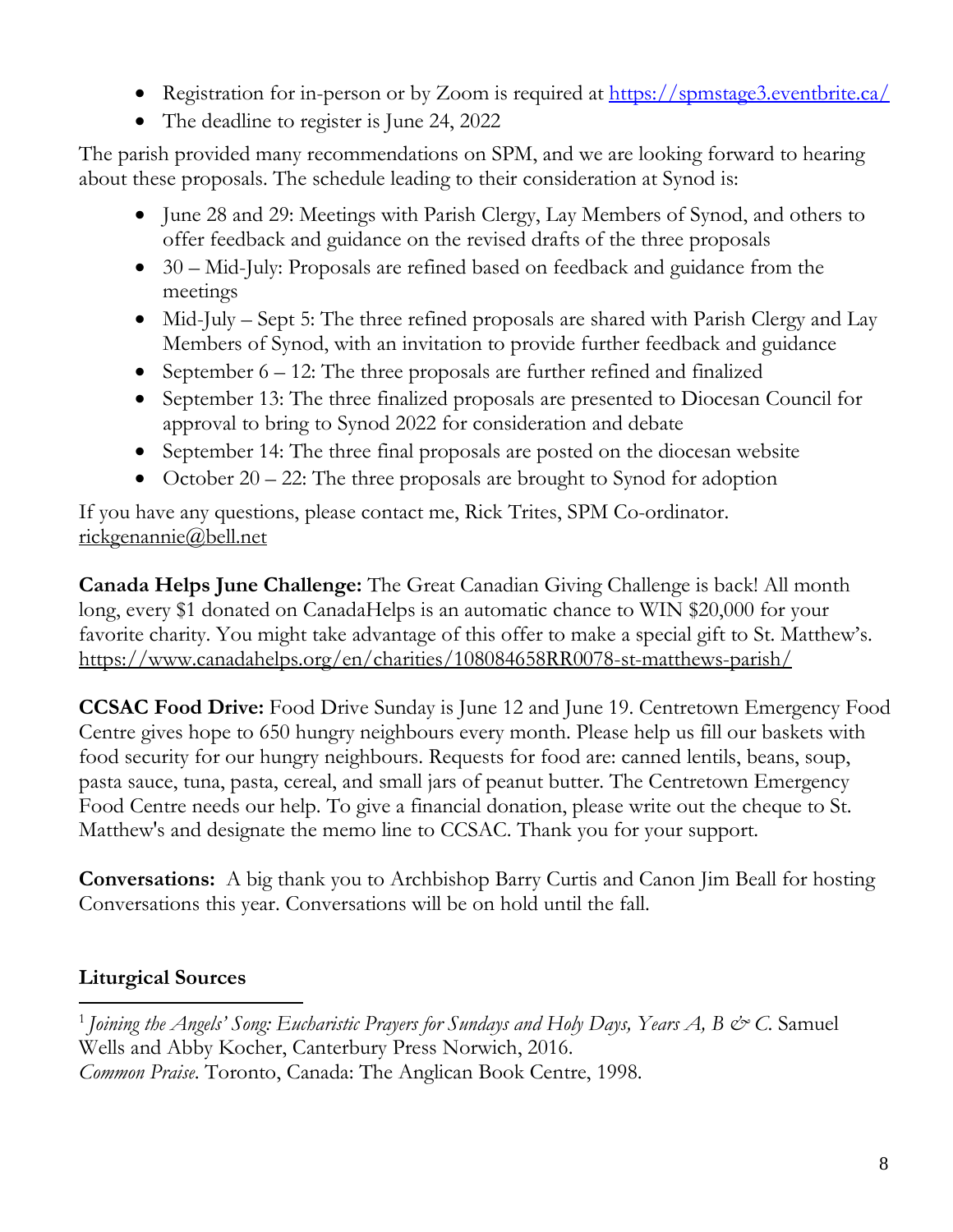- Registration for in-person or by Zoom is required at [https://spmstage3.eventbrite.ca/](https://spmstage3.eventbrite.ca/)
- The deadline to register is June 24, 2022

The parish provided many recommendations on SPM, and we are looking forward to hearing about these proposals. The schedule leading to their consideration at Synod is:

- June 28 and 29: Meetings with Parish Clergy, Lay Members of Synod, and others to offer feedback and guidance on the revised drafts of the three proposals
- 30 – Mid-July: Proposals are refined based on feedback and guidance from the meetings
- Mid-July – Sept 5: The three refined proposals are shared with Parish Clergy and Lay Members of Synod, with an invitation to provide further feedback and guidance
- September 6 – 12: The three proposals are further refined and finalized
- September 13: The three finalized proposals are presented to Diocesan Council for approval to bring to Synod 2022 for consideration and debate
- September 14: The three final proposals are posted on the diocesan website
- October 20 – 22: The three proposals are brought to Synod for adoption

If you have any questions, please contact me, Rick Trites, SPM Co-ordinator. rickgenannie@bell.net

**Canada Helps June Challenge:** The Great Canadian Giving Challenge is back! All month long, every $1 donated on CanadaHelps is an automatic chance to WIN $20,000 for your favorite charity. You might take advantage of this offer to make a special gift to St. Matthew's. https://www.canadahelps.org/en/charities/108084658RR0078-st-matthews-parish/

**CCSAC Food Drive:** Food Drive Sunday is June 12 and June 19. Centretown Emergency Food Centre gives hope to 650 hungry neighbours every month. Please help us fill our baskets with food security for our hungry neighbours. Requests for food are: canned lentils, beans, soup, pasta sauce, tuna, pasta, cereal, and small jars of peanut butter. The Centretown Emergency Food Centre needs our help. To give a financial donation, please write out the cheque to St. Matthew's and designate the memo line to CCSAC. Thank you for your support.

**Conversations:** A big thank you to Archbishop Barry Curtis and Canon Jim Beall for hosting Conversations this year. Conversations will be on hold until the fall.

## Liturgical Sources

[1] *Joining the Angels' Song: Eucharistic Prayers for Sundays and Holy Days, Years A, B & C.* Samuel Wells and Abby Kocher, Canterbury Press Norwich, 2016.
*Common Praise.* Toronto, Canada: The Anglican Book Centre, 1998.